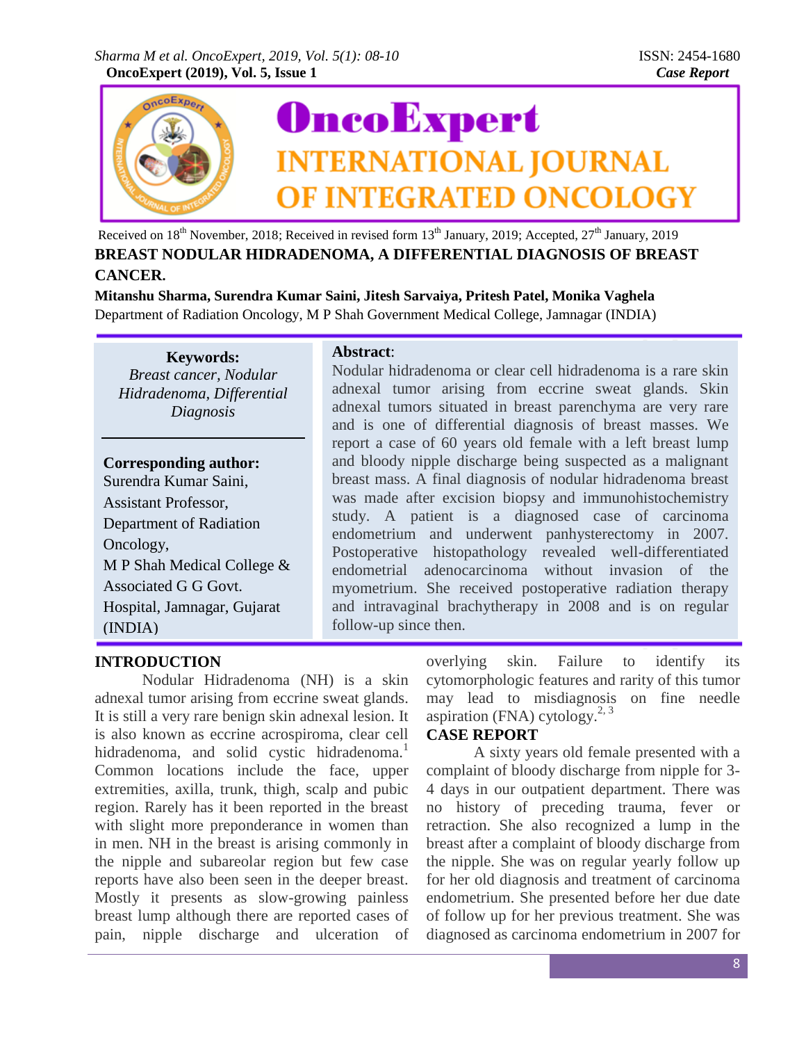Received on 18th November, 2018; Received in revised form 13th January, 2019; Accepted, 27th January, 2019

# BREAST NODULAR HIDRADENOMA, A DIFFERENTIAL DIAGNOSIS OF BREAST CANCER.

**Mitanshu Sharma, Surendra Kumar Saini, Jitesh Sarvaiya, Pritesh Patel, Monika Vaghela**

Department of Radiation Oncology, M P Shah Government Medical College, Jamnagar (INDIA)

**Keywords:**
*Breast cancer, Nodular Hidradenoma, Differential Diagnosis*

**Corresponding author:**
Surendra Kumar Saini,
Assistant Professor,
Department of Radiation Oncology,
M P Shah Medical College & Associated G G Govt. Hospital, Jamnagar, Gujarat (INDIA)

**Abstract**:
Nodular hidradenoma or clear cell hidradenoma is a rare skin adnexal tumor arising from eccrine sweat glands. Skin adnexal tumors situated in breast parenchyma are very rare and is one of differential diagnosis of breast masses. We report a case of 60 years old female with a left breast lump and bloody nipple discharge being suspected as a malignant breast mass. A final diagnosis of nodular hidradenoma breast was made after excision biopsy and immunohistochemistry study. A patient is a diagnosed case of carcinoma endometrium and underwent panhysterectomy in 2007. Postoperative histopathology revealed well-differentiated endometrial adenocarcinoma without invasion of the myometrium. She received postoperative radiation therapy and intravaginal brachytherapy in 2008 and is on regular follow-up since then.

## INTRODUCTION

Nodular Hidradenoma (NH) is a skin adnexal tumor arising from eccrine sweat glands. It is still a very rare benign skin adnexal lesion. It is also known as eccrine acrospiroma, clear cell hidradenoma, and solid cystic hidradenoma.[1] Common locations include the face, upper extremities, axilla, trunk, thigh, scalp and pubic region. Rarely has it been reported in the breast with slight more preponderance in women than in men. NH in the breast is arising commonly in the nipple and subareolar region but few case reports have also been seen in the deeper breast. Mostly it presents as slow-growing painless breast lump although there are reported cases of pain, nipple discharge and ulceration of overlying skin. Failure to identify its cytomorphologic features and rarity of this tumor may lead to misdiagnosis on fine needle aspiration (FNA) cytology.[2, 3]

## CASE REPORT

A sixty years old female presented with a complaint of bloody discharge from nipple for 3-4 days in our outpatient department. There was no history of preceding trauma, fever or retraction. She also recognized a lump in the breast after a complaint of bloody discharge from the nipple. She was on regular yearly follow up for her old diagnosis and treatment of carcinoma endometrium. She presented before her due date of follow up for her previous treatment. She was diagnosed as carcinoma endometrium in 2007 for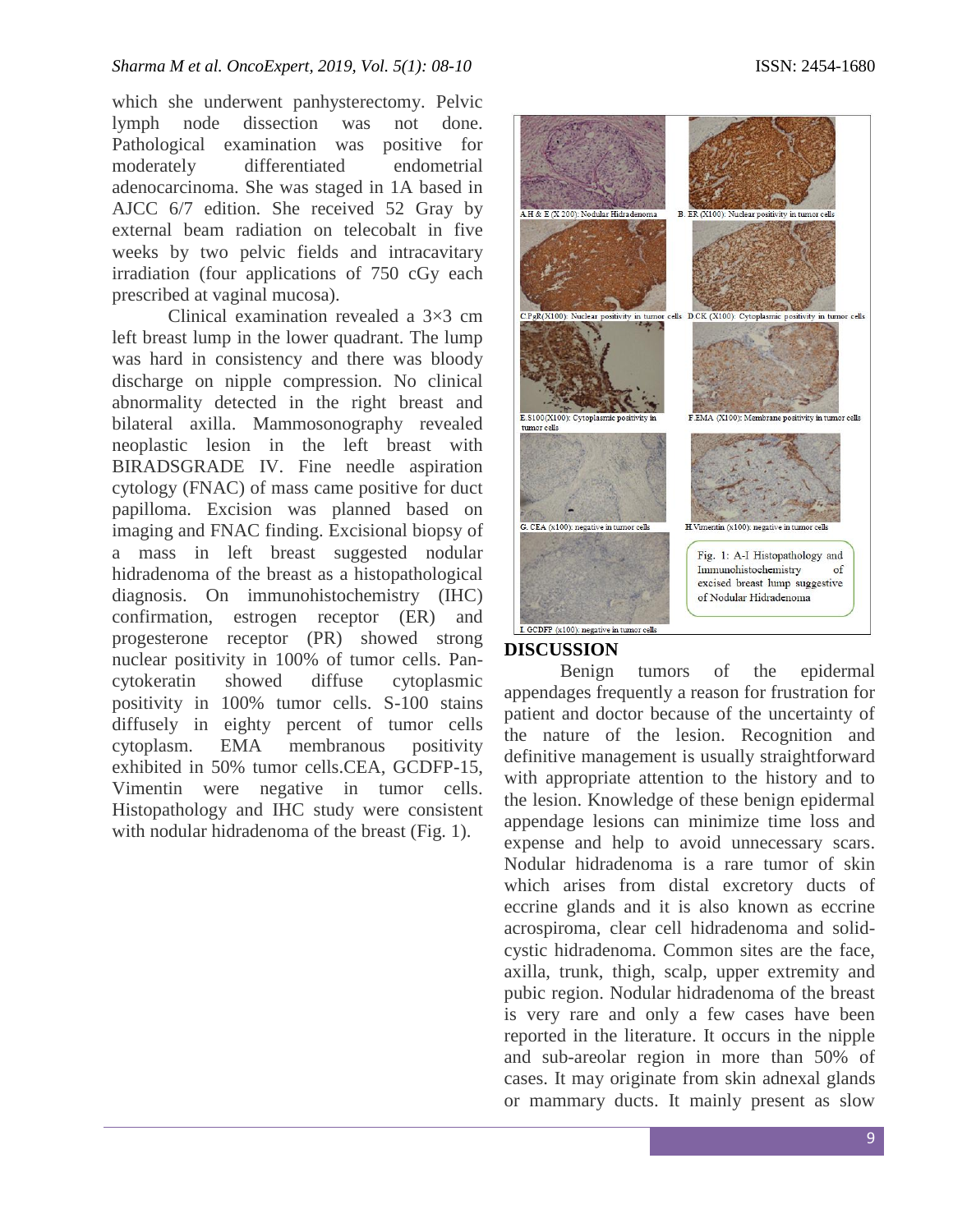which she underwent panhysterectomy. Pelvic lymph node dissection was not done. Pathological examination was positive for moderately differentiated endometrial adenocarcinoma. She was staged in 1A based in AJCC 6/7 edition. She received 52 Gray by external beam radiation on telecobalt in five weeks by two pelvic fields and intracavitary irradiation (four applications of 750 cGy each prescribed at vaginal mucosa).

Clinical examination revealed a 3×3 cm left breast lump in the lower quadrant. The lump was hard in consistency and there was bloody discharge on nipple compression. No clinical abnormality detected in the right breast and bilateral axilla. Mammosonography revealed neoplastic lesion in the left breast with BIRADSGRADE IV. Fine needle aspiration cytology (FNAC) of mass came positive for duct papilloma. Excision was planned based on imaging and FNAC finding. Excisional biopsy of a mass in left breast suggested nodular hidradenoma of the breast as a histopathological diagnosis. On immunohistochemistry (IHC) confirmation, estrogen receptor (ER) and progesterone receptor (PR) showed strong nuclear positivity in 100% of tumor cells. Pan-cytokeratin showed diffuse cytoplasmic positivity in 100% tumor cells. S-100 stains diffusely in eighty percent of tumor cells cytoplasm. EMA membranous positivity exhibited in 50% tumor cells.CEA, GCDFP-15, Vimentin were negative in tumor cells. Histopathology and IHC study were consistent with nodular hidradenoma of the breast (Fig. 1).

A.H & E (X 200): Nodular Hidradenoma

B. ER (X100): Nuclear positivity in tumor cells

C.PgR(X100): Nuclear positivity in tumor cells

D.CK (X100): Cytoplasmic positivity in tumor cells

E.S100(X100): Cytoplasmic positivity in tumor cells

F.EMA (X100): Membrane positivity in tumor cells

G. CEA (x100): negative in tumor cells

H.Vimentin (x100): negative in tumor cells

I. GCDFP (x100): negative in tumor cells

Fig. 1: A-I Histopathology and Immunohistochemistry of excised breast lump suggestive of Nodular Hidradenoma

## DISCUSSION

Benign tumors of the epidermal appendages frequently a reason for frustration for patient and doctor because of the uncertainty of the nature of the lesion. Recognition and definitive management is usually straightforward with appropriate attention to the history and to the lesion. Knowledge of these benign epidermal appendage lesions can minimize time loss and expense and help to avoid unnecessary scars. Nodular hidradenoma is a rare tumor of skin which arises from distal excretory ducts of eccrine glands and it is also known as eccrine acrospiroma, clear cell hidradenoma and solid-cystic hidradenoma. Common sites are the face, axilla, trunk, thigh, scalp, upper extremity and pubic region. Nodular hidradenoma of the breast is very rare and only a few cases have been reported in the literature. It occurs in the nipple and sub-areolar region in more than 50% of cases. It may originate from skin adnexal glands or mammary ducts. It mainly present as slow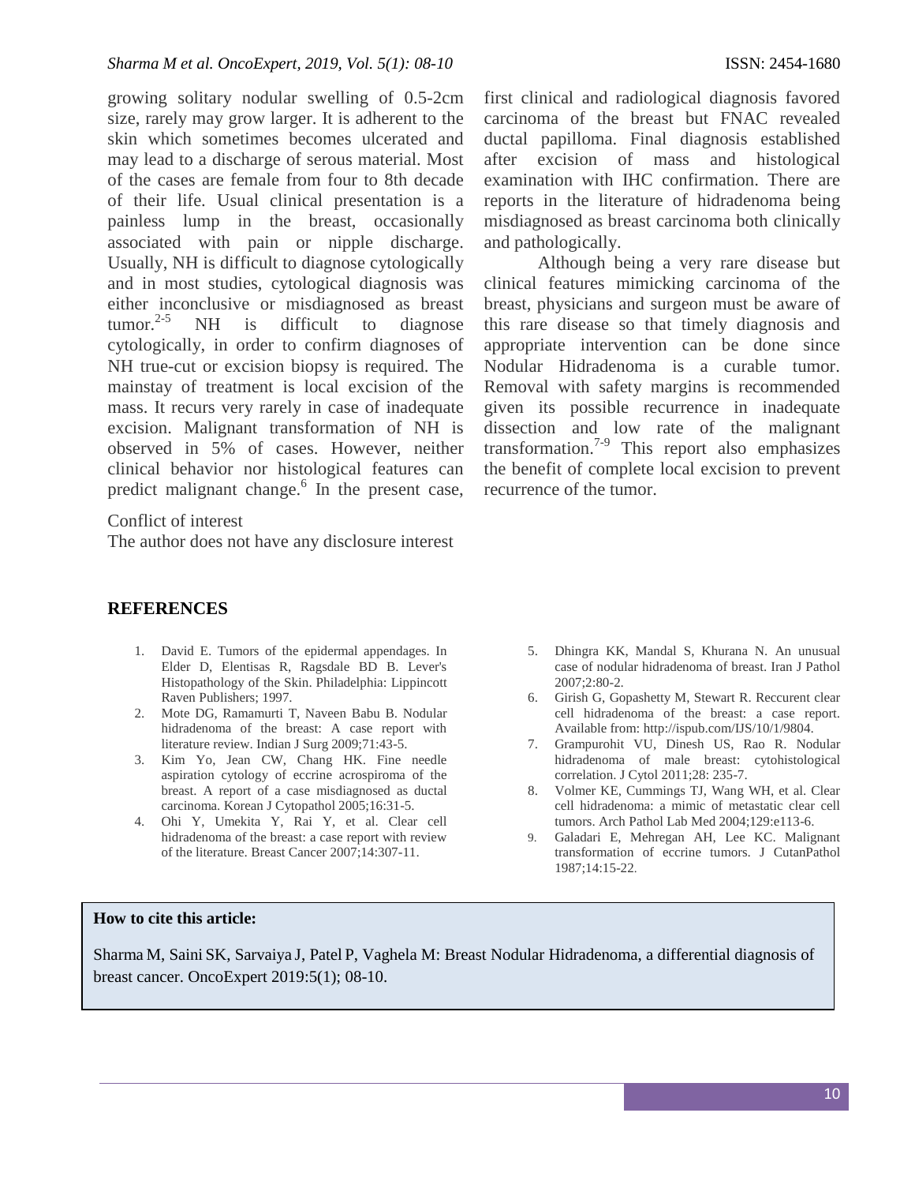growing solitary nodular swelling of 0.5-2cm size, rarely may grow larger. It is adherent to the skin which sometimes becomes ulcerated and may lead to a discharge of serous material. Most of the cases are female from four to 8th decade of their life. Usual clinical presentation is a painless lump in the breast, occasionally associated with pain or nipple discharge. Usually, NH is difficult to diagnose cytologically and in most studies, cytological diagnosis was either inconclusive or misdiagnosed as breast tumor.[2-5] NH is difficult to diagnose cytologically, in order to confirm diagnoses of NH true-cut or excision biopsy is required. The mainstay of treatment is local excision of the mass. It recurs very rarely in case of inadequate excision. Malignant transformation of NH is observed in 5% of cases. However, neither clinical behavior nor histological features can predict malignant change.[6] In the present case, first clinical and radiological diagnosis favored carcinoma of the breast but FNAC revealed ductal papilloma. Final diagnosis established after excision of mass and histological examination with IHC confirmation. There are reports in the literature of hidradenoma being misdiagnosed as breast carcinoma both clinically and pathologically.

Although being a very rare disease but clinical features mimicking carcinoma of the breast, physicians and surgeon must be aware of this rare disease so that timely diagnosis and appropriate intervention can be done since Nodular Hidradenoma is a curable tumor. Removal with safety margins is recommended given its possible recurrence in inadequate dissection and low rate of the malignant transformation.[7-9] This report also emphasizes the benefit of complete local excision to prevent recurrence of the tumor.

Conflict of interest

The author does not have any disclosure interest

## REFERENCES

1. David E. Tumors of the epidermal appendages. In Elder D, Elentisas R, Ragsdale BD B. Lever's Histopathology of the Skin. Philadelphia: Lippincott Raven Publishers; 1997.
2. Mote DG, Ramamurti T, Naveen Babu B. Nodular hidradenoma of the breast: A case report with literature review. Indian J Surg 2009;71:43-5.
3. Kim Yo, Jean CW, Chang HK. Fine needle aspiration cytology of eccrine acrospiroma of the breast. A report of a case misdiagnosed as ductal carcinoma. Korean J Cytopathol 2005;16:31-5.
4. Ohi Y, Umekita Y, Rai Y, et al. Clear cell hidradenoma of the breast: a case report with review of the literature. Breast Cancer 2007;14:307-11.
5. Dhingra KK, Mandal S, Khurana N. An unusual case of nodular hidradenoma of breast. Iran J Pathol 2007;2:80-2.
6. Girish G, Gopashetty M, Stewart R. Reccurent clear cell hidradenoma of the breast: a case report. Available from: http://ispub.com/IJS/10/1/9804.
7. Grampurohit VU, Dinesh US, Rao R. Nodular hidradenoma of male breast: cytohistological correlation. J Cytol 2011;28: 235-7.
8. Volmer KE, Cummings TJ, Wang WH, et al. Clear cell hidradenoma: a mimic of metastatic clear cell tumors. Arch Pathol Lab Med 2004;129:e113-6.
9. Galadari E, Mehregan AH, Lee KC. Malignant transformation of eccrine tumors. J CutanPathol 1987;14:15-22.

**How to cite this article:**

Sharma M, Saini SK, Sarvaiya J, Patel P, Vaghela M: Breast Nodular Hidradenoma, a differential diagnosis of breast cancer. OncoExpert 2019:5(1); 08-10.